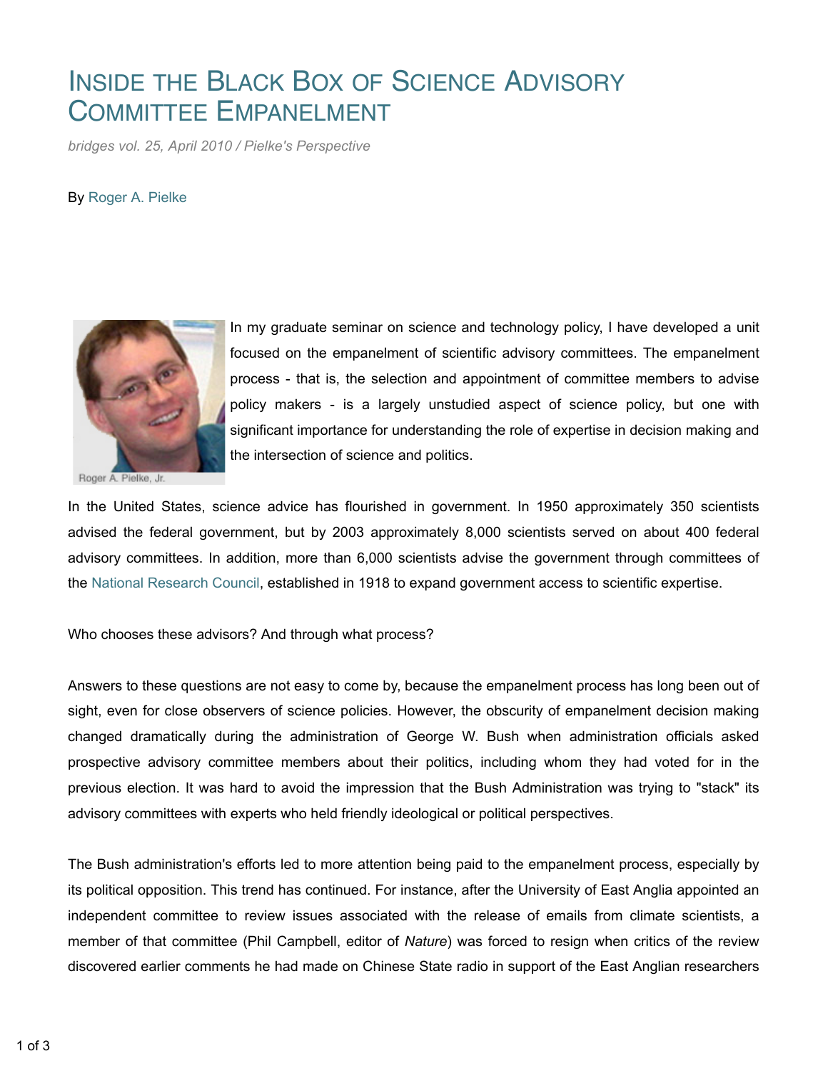# Inside the Black Box of Science Advisory Committee Empanelment

*bridges vol. 25, April 2010 / Pielke's Perspective*

By Roger A. Pielke

Roger A. Pielke, Jr.

In my graduate seminar on science and technology policy, I have developed a unit focused on the empanelment of scientific advisory committees. The empanelment process - that is, the selection and appointment of committee members to advise policy makers - is a largely unstudied aspect of science policy, but one with significant importance for understanding the role of expertise in decision making and the intersection of science and politics.

In the United States, science advice has flourished in government. In 1950 approximately 350 scientists advised the federal government, but by 2003 approximately 8,000 scientists served on about 400 federal advisory committees. In addition, more than 6,000 scientists advise the government through committees of the National Research Council, established in 1918 to expand government access to scientific expertise.

Who chooses these advisors? And through what process?

Answers to these questions are not easy to come by, because the empanelment process has long been out of sight, even for close observers of science policies. However, the obscurity of empanelment decision making changed dramatically during the administration of George W. Bush when administration officials asked prospective advisory committee members about their politics, including whom they had voted for in the previous election. It was hard to avoid the impression that the Bush Administration was trying to "stack" its advisory committees with experts who held friendly ideological or political perspectives.

The Bush administration's efforts led to more attention being paid to the empanelment process, especially by its political opposition. This trend has continued. For instance, after the University of East Anglia appointed an independent committee to review issues associated with the release of emails from climate scientists, a member of that committee (Phil Campbell, editor of *Nature*) was forced to resign when critics of the review discovered earlier comments he had made on Chinese State radio in support of the East Anglian researchers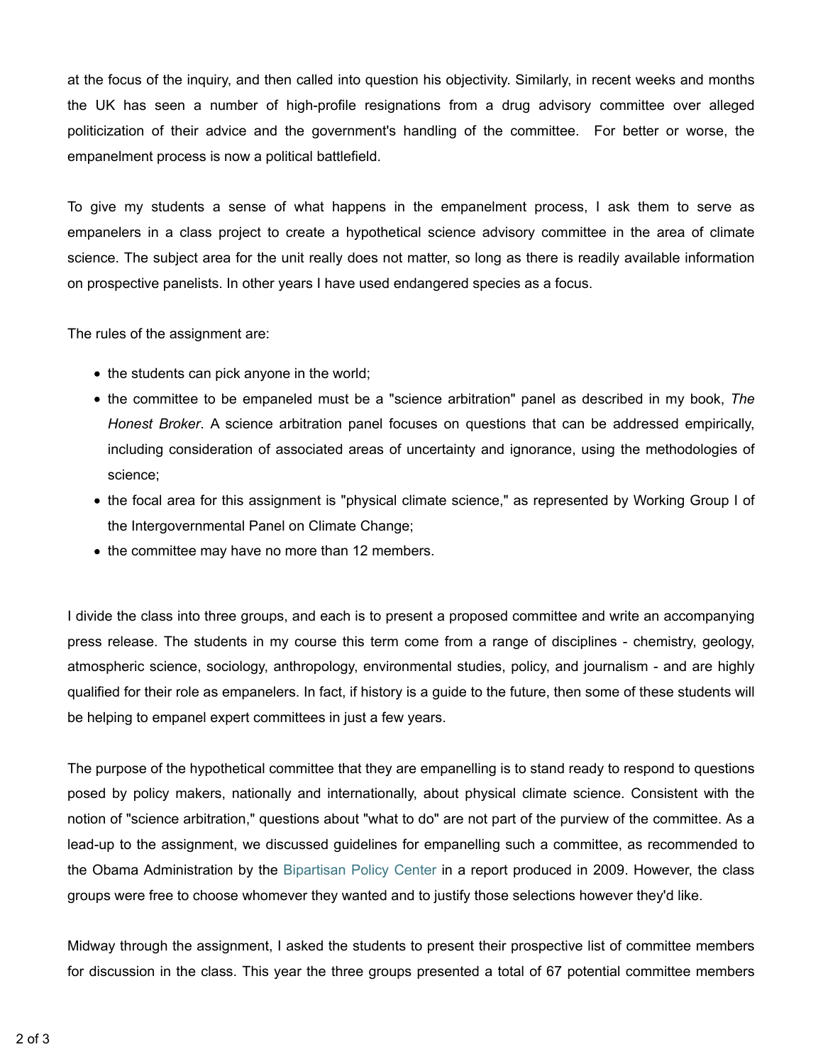at the focus of the inquiry, and then called into question his objectivity. Similarly, in recent weeks and months the UK has seen a number of high-profile resignations from a drug advisory committee over alleged politicization of their advice and the government's handling of the committee. For better or worse, the empanelment process is now a political battlefield.

To give my students a sense of what happens in the empanelment process, I ask them to serve as empanelers in a class project to create a hypothetical science advisory committee in the area of climate science. The subject area for the unit really does not matter, so long as there is readily available information on prospective panelists. In other years I have used endangered species as a focus.

The rules of the assignment are:

- the students can pick anyone in the world;
- the committee to be empaneled must be a "science arbitration" panel as described in my book, *The Honest Broker*. A science arbitration panel focuses on questions that can be addressed empirically, including consideration of associated areas of uncertainty and ignorance, using the methodologies of science;
- the focal area for this assignment is "physical climate science," as represented by Working Group I of the Intergovernmental Panel on Climate Change;
- the committee may have no more than 12 members.

I divide the class into three groups, and each is to present a proposed committee and write an accompanying press release. The students in my course this term come from a range of disciplines - chemistry, geology, atmospheric science, sociology, anthropology, environmental studies, policy, and journalism - and are highly qualified for their role as empanelers. In fact, if history is a guide to the future, then some of these students will be helping to empanel expert committees in just a few years.

The purpose of the hypothetical committee that they are empanelling is to stand ready to respond to questions posed by policy makers, nationally and internationally, about physical climate science. Consistent with the notion of "science arbitration," questions about "what to do" are not part of the purview of the committee. As a lead-up to the assignment, we discussed guidelines for empanelling such a committee, as recommended to the Obama Administration by the Bipartisan Policy Center in a report produced in 2009. However, the class groups were free to choose whomever they wanted and to justify those selections however they'd like.

Midway through the assignment, I asked the students to present their prospective list of committee members for discussion in the class. This year the three groups presented a total of 67 potential committee members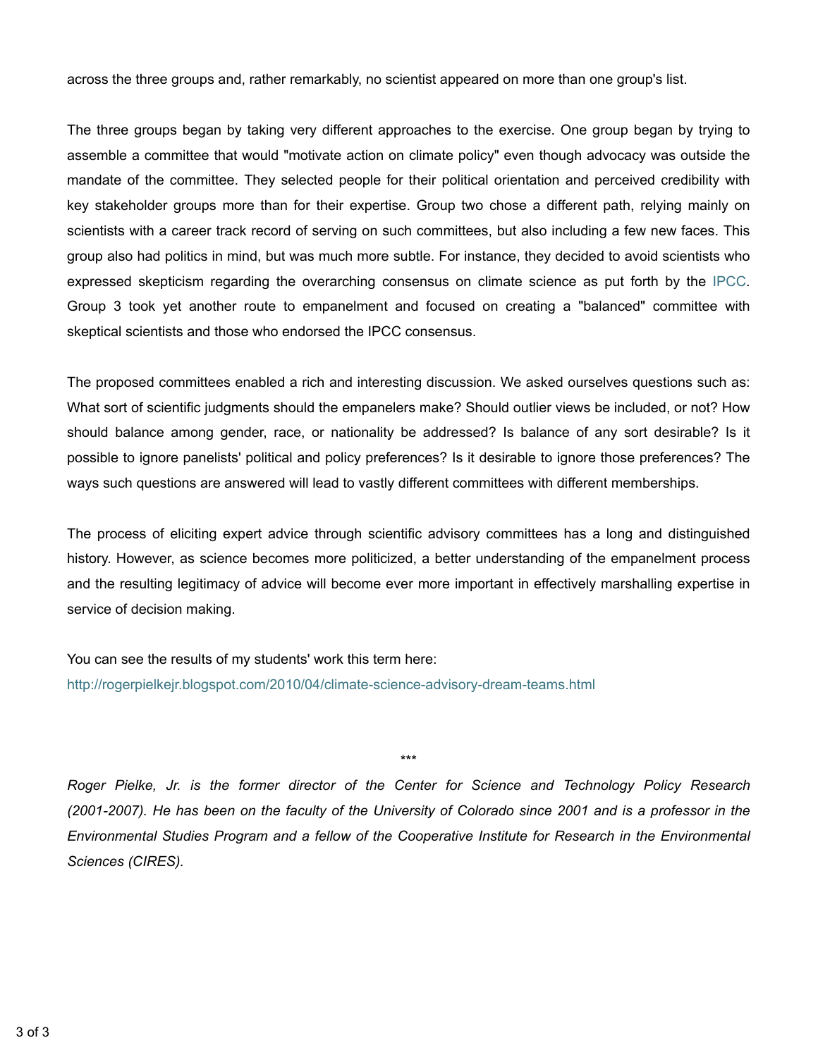across the three groups and, rather remarkably, no scientist appeared on more than one group's list.

The three groups began by taking very different approaches to the exercise. One group began by trying to assemble a committee that would "motivate action on climate policy" even though advocacy was outside the mandate of the committee. They selected people for their political orientation and perceived credibility with key stakeholder groups more than for their expertise. Group two chose a different path, relying mainly on scientists with a career track record of serving on such committees, but also including a few new faces. This group also had politics in mind, but was much more subtle. For instance, they decided to avoid scientists who expressed skepticism regarding the overarching consensus on climate science as put forth by the IPCC. Group 3 took yet another route to empanelment and focused on creating a "balanced" committee with skeptical scientists and those who endorsed the IPCC consensus.

The proposed committees enabled a rich and interesting discussion. We asked ourselves questions such as: What sort of scientific judgments should the empanelers make? Should outlier views be included, or not? How should balance among gender, race, or nationality be addressed? Is balance of any sort desirable? Is it possible to ignore panelists' political and policy preferences? Is it desirable to ignore those preferences? The ways such questions are answered will lead to vastly different committees with different memberships.

The process of eliciting expert advice through scientific advisory committees has a long and distinguished history. However, as science becomes more politicized, a better understanding of the empanelment process and the resulting legitimacy of advice will become ever more important in effectively marshalling expertise in service of decision making.

You can see the results of my students' work this term here:
http://rogerpielkejr.blogspot.com/2010/04/climate-science-advisory-dream-teams.html

***

*Roger Pielke, Jr. is the former director of the Center for Science and Technology Policy Research (2001-2007). He has been on the faculty of the University of Colorado since 2001 and is a professor in the Environmental Studies Program and a fellow of the Cooperative Institute for Research in the Environmental Sciences (CIRES).*